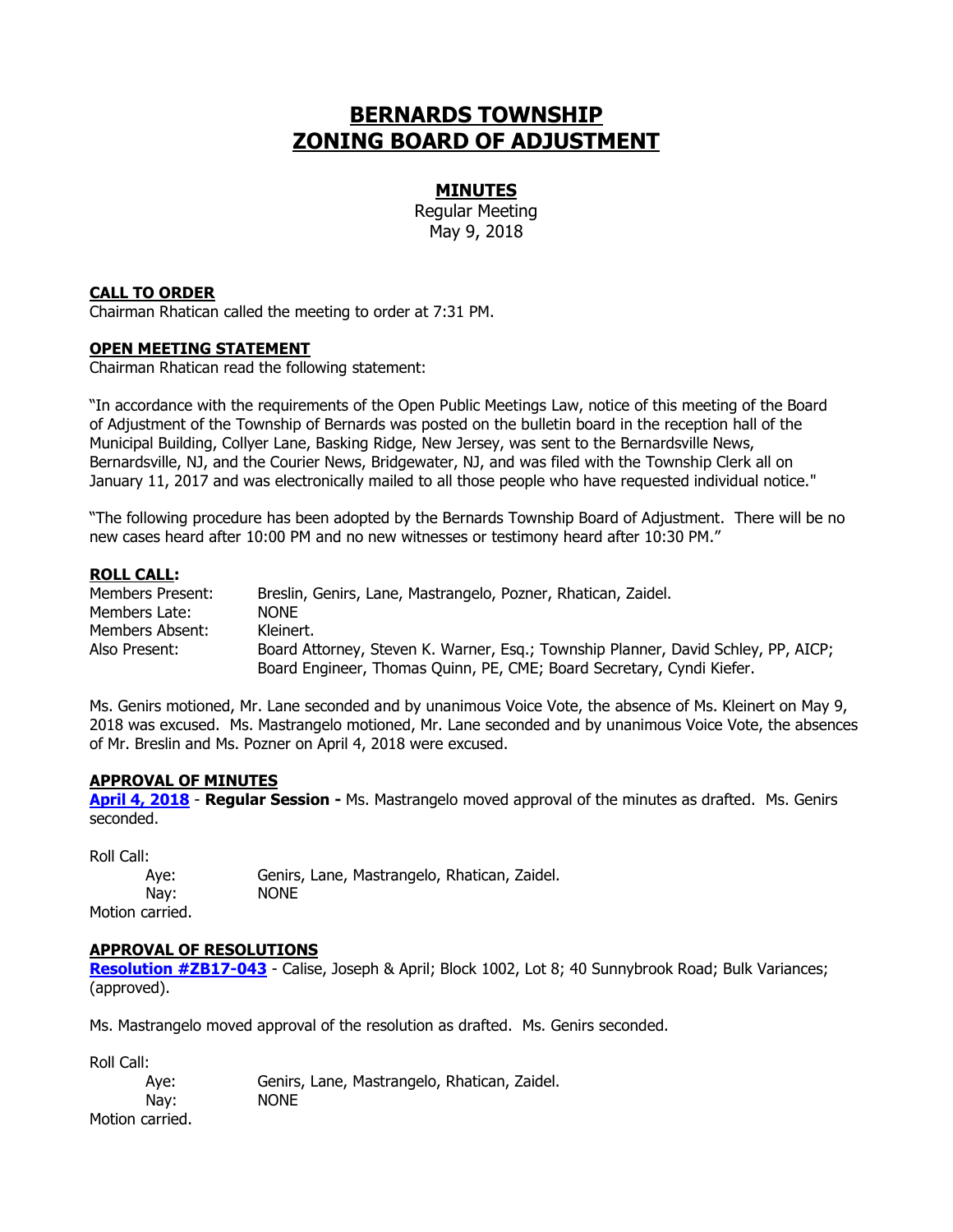# BERNARDS TOWNSHIP ZONING BOARD OF ADJUSTMENT

## MINUTES

Regular Meeting
May 9, 2018

**CALL TO ORDER**
Chairman Rhatican called the meeting to order at 7:31 PM.

**OPEN MEETING STATEMENT**
Chairman Rhatican read the following statement:

"In accordance with the requirements of the Open Public Meetings Law, notice of this meeting of the Board of Adjustment of the Township of Bernards was posted on the bulletin board in the reception hall of the Municipal Building, Collyer Lane, Basking Ridge, New Jersey, was sent to the Bernardsville News, Bernardsville, NJ, and the Courier News, Bridgewater, NJ, and was filed with the Township Clerk all on January 11, 2017 and was electronically mailed to all those people who have requested individual notice."

"The following procedure has been adopted by the Bernards Township Board of Adjustment. There will be no new cases heard after 10:00 PM and no new witnesses or testimony heard after 10:30 PM."

**ROLL CALL:**

Members Present: Breslin, Genirs, Lane, Mastrangelo, Pozner, Rhatican, Zaidel.
Members Late: NONE
Members Absent: Kleinert.
Also Present: Board Attorney, Steven K. Warner, Esq.; Township Planner, David Schley, PP, AICP; Board Engineer, Thomas Quinn, PE, CME; Board Secretary, Cyndi Kiefer.

Ms. Genirs motioned, Mr. Lane seconded and by unanimous Voice Vote, the absence of Ms. Kleinert on May 9, 2018 was excused. Ms. Mastrangelo motioned, Mr. Lane seconded and by unanimous Voice Vote, the absences of Mr. Breslin and Ms. Pozner on April 4, 2018 were excused.

**APPROVAL OF MINUTES**
**April 4, 2018** - **Regular Session -** Ms. Mastrangelo moved approval of the minutes as drafted. Ms. Genirs seconded.

Roll Call:
Aye: Genirs, Lane, Mastrangelo, Rhatican, Zaidel.
Nay: NONE
Motion carried.

**APPROVAL OF RESOLUTIONS**
**Resolution #ZB17-043** - Calise, Joseph & April; Block 1002, Lot 8; 40 Sunnybrook Road; Bulk Variances; (approved).

Ms. Mastrangelo moved approval of the resolution as drafted. Ms. Genirs seconded.

Roll Call:
Aye: Genirs, Lane, Mastrangelo, Rhatican, Zaidel.
Nay: NONE
Motion carried.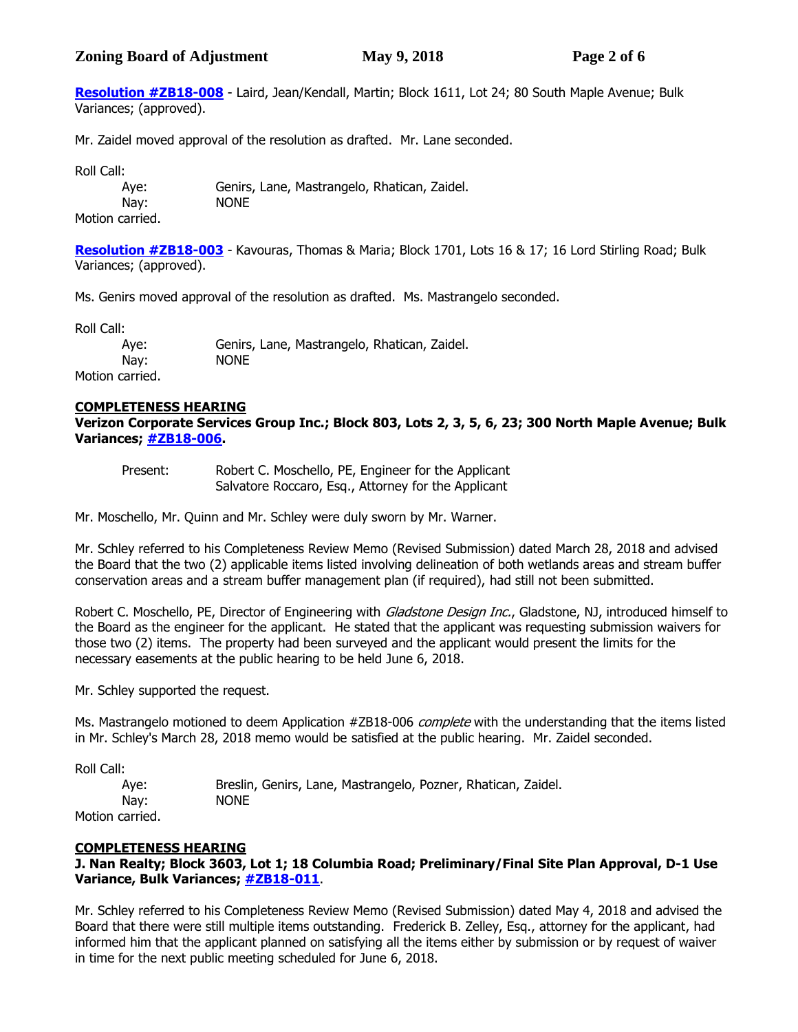**Resolution #ZB18-008** - Laird, Jean/Kendall, Martin; Block 1611, Lot 24; 80 South Maple Avenue; Bulk Variances; (approved).

Mr. Zaidel moved approval of the resolution as drafted. Mr. Lane seconded.

Roll Call:

Aye: Genirs, Lane, Mastrangelo, Rhatican, Zaidel.
Nay: NONE

Motion carried.

**Resolution #ZB18-003** - Kavouras, Thomas & Maria; Block 1701, Lots 16 & 17; 16 Lord Stirling Road; Bulk Variances; (approved).

Ms. Genirs moved approval of the resolution as drafted. Ms. Mastrangelo seconded.

Roll Call:

Aye: Genirs, Lane, Mastrangelo, Rhatican, Zaidel.
Nay: NONE

Motion carried.

**COMPLETENESS HEARING**

**Verizon Corporate Services Group Inc.; Block 803, Lots 2, 3, 5, 6, 23; 300 North Maple Avenue; Bulk Variances; #ZB18-006.**

Present: Robert C. Moschello, PE, Engineer for the Applicant
Salvatore Roccaro, Esq., Attorney for the Applicant

Mr. Moschello, Mr. Quinn and Mr. Schley were duly sworn by Mr. Warner.

Mr. Schley referred to his Completeness Review Memo (Revised Submission) dated March 28, 2018 and advised the Board that the two (2) applicable items listed involving delineation of both wetlands areas and stream buffer conservation areas and a stream buffer management plan (if required), had still not been submitted.

Robert C. Moschello, PE, Director of Engineering with *Gladstone Design Inc.*, Gladstone, NJ, introduced himself to the Board as the engineer for the applicant. He stated that the applicant was requesting submission waivers for those two (2) items. The property had been surveyed and the applicant would present the limits for the necessary easements at the public hearing to be held June 6, 2018.

Mr. Schley supported the request.

Ms. Mastrangelo motioned to deem Application #ZB18-006 *complete* with the understanding that the items listed in Mr. Schley's March 28, 2018 memo would be satisfied at the public hearing. Mr. Zaidel seconded.

Roll Call:

Aye: Breslin, Genirs, Lane, Mastrangelo, Pozner, Rhatican, Zaidel.
Nay: NONE

Motion carried.

**COMPLETENESS HEARING**

**J. Nan Realty; Block 3603, Lot 1; 18 Columbia Road; Preliminary/Final Site Plan Approval, D-1 Use Variance, Bulk Variances; #ZB18-011.**

Mr. Schley referred to his Completeness Review Memo (Revised Submission) dated May 4, 2018 and advised the Board that there were still multiple items outstanding. Frederick B. Zelley, Esq., attorney for the applicant, had informed him that the applicant planned on satisfying all the items either by submission or by request of waiver in time for the next public meeting scheduled for June 6, 2018.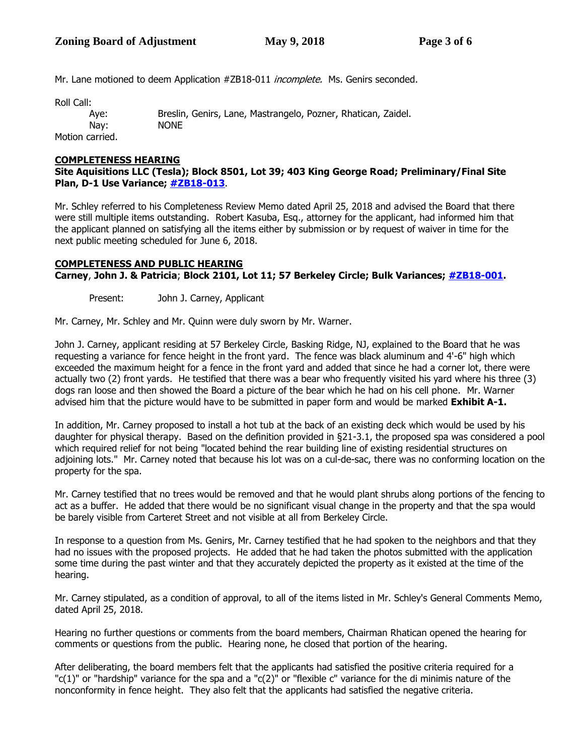Mr. Lane motioned to deem Application #ZB18-011 *incomplete.* Ms. Genirs seconded.

Roll Call:

Aye: Breslin, Genirs, Lane, Mastrangelo, Pozner, Rhatican, Zaidel.
Nay: NONE

Motion carried.

**COMPLETENESS HEARING**
**Site Aquisitions LLC (Tesla); Block 8501, Lot 39; 403 King George Road; Preliminary/Final Site Plan, D-1 Use Variance; #ZB18-013.**

Mr. Schley referred to his Completeness Review Memo dated April 25, 2018 and advised the Board that there were still multiple items outstanding. Robert Kasuba, Esq., attorney for the applicant, had informed him that the applicant planned on satisfying all the items either by submission or by request of waiver in time for the next public meeting scheduled for June 6, 2018.

**COMPLETENESS AND PUBLIC HEARING**
**Carney, John J. & Patricia; Block 2101, Lot 11; 57 Berkeley Circle; Bulk Variances; #ZB18-001.**

Present: John J. Carney, Applicant

Mr. Carney, Mr. Schley and Mr. Quinn were duly sworn by Mr. Warner.

John J. Carney, applicant residing at 57 Berkeley Circle, Basking Ridge, NJ, explained to the Board that he was requesting a variance for fence height in the front yard. The fence was black aluminum and 4'-6" high which exceeded the maximum height for a fence in the front yard and added that since he had a corner lot, there were actually two (2) front yards. He testified that there was a bear who frequently visited his yard where his three (3) dogs ran loose and then showed the Board a picture of the bear which he had on his cell phone. Mr. Warner advised him that the picture would have to be submitted in paper form and would be marked **Exhibit A-1.**

In addition, Mr. Carney proposed to install a hot tub at the back of an existing deck which would be used by his daughter for physical therapy. Based on the definition provided in §21-3.1, the proposed spa was considered a pool which required relief for not being "located behind the rear building line of existing residential structures on adjoining lots." Mr. Carney noted that because his lot was on a cul-de-sac, there was no conforming location on the property for the spa.

Mr. Carney testified that no trees would be removed and that he would plant shrubs along portions of the fencing to act as a buffer. He added that there would be no significant visual change in the property and that the spa would be barely visible from Carteret Street and not visible at all from Berkeley Circle.

In response to a question from Ms. Genirs, Mr. Carney testified that he had spoken to the neighbors and that they had no issues with the proposed projects. He added that he had taken the photos submitted with the application some time during the past winter and that they accurately depicted the property as it existed at the time of the hearing.

Mr. Carney stipulated, as a condition of approval, to all of the items listed in Mr. Schley's General Comments Memo, dated April 25, 2018.

Hearing no further questions or comments from the board members, Chairman Rhatican opened the hearing for comments or questions from the public. Hearing none, he closed that portion of the hearing.

After deliberating, the board members felt that the applicants had satisfied the positive criteria required for a "c(1)" or "hardship" variance for the spa and a "c(2)" or "flexible c" variance for the di minimis nature of the nonconformity in fence height. They also felt that the applicants had satisfied the negative criteria.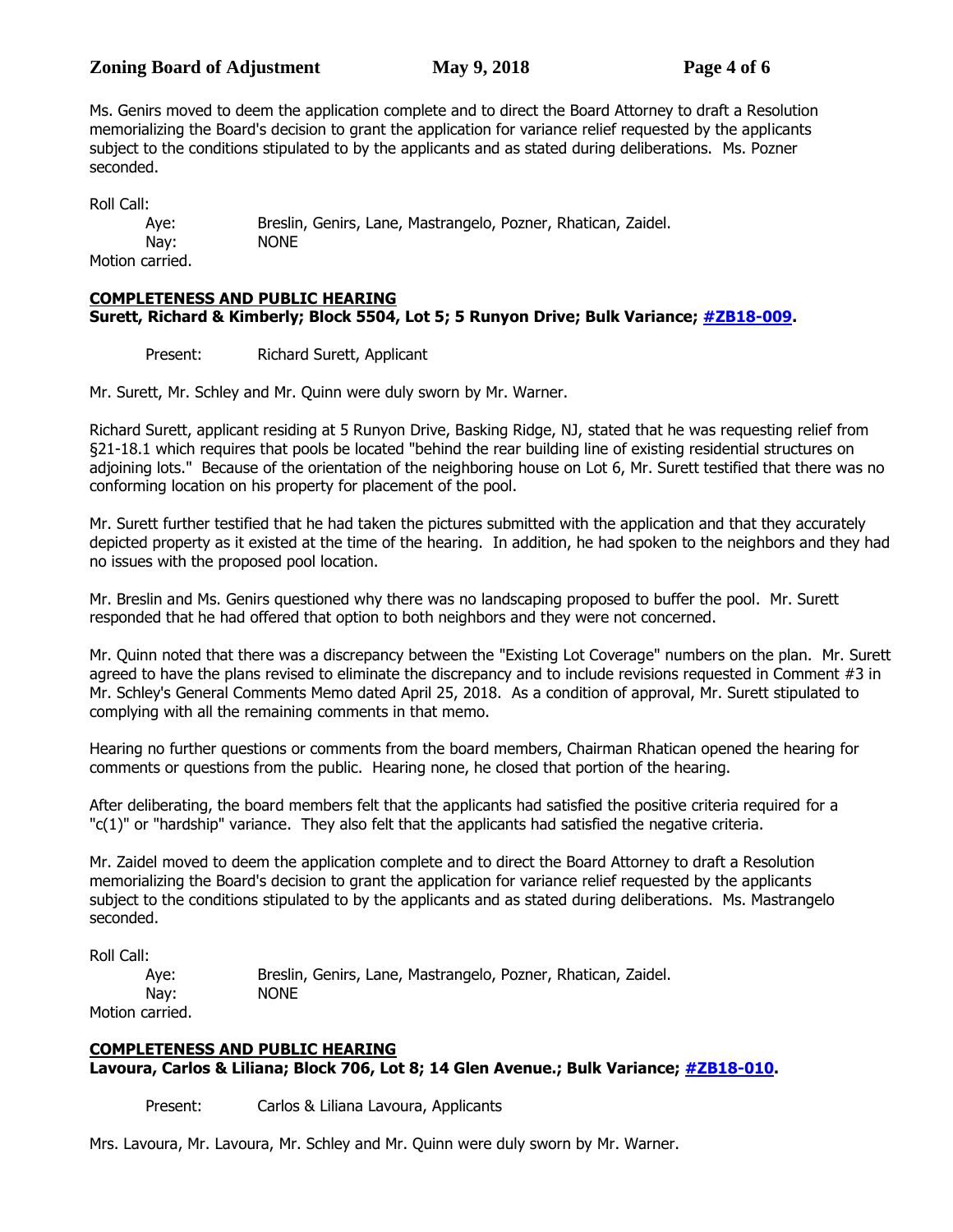Ms. Genirs moved to deem the application complete and to direct the Board Attorney to draft a Resolution memorializing the Board's decision to grant the application for variance relief requested by the applicants subject to the conditions stipulated to by the applicants and as stated during deliberations. Ms. Pozner seconded.

Roll Call:

Aye: Breslin, Genirs, Lane, Mastrangelo, Pozner, Rhatican, Zaidel.
Nay: NONE

Motion carried.

**COMPLETENESS AND PUBLIC HEARING**
**Surett, Richard & Kimberly; Block 5504, Lot 5; 5 Runyon Drive; Bulk Variance; #ZB18-009.**

Present: Richard Surett, Applicant

Mr. Surett, Mr. Schley and Mr. Quinn were duly sworn by Mr. Warner.

Richard Surett, applicant residing at 5 Runyon Drive, Basking Ridge, NJ, stated that he was requesting relief from §21-18.1 which requires that pools be located "behind the rear building line of existing residential structures on adjoining lots." Because of the orientation of the neighboring house on Lot 6, Mr. Surett testified that there was no conforming location on his property for placement of the pool.

Mr. Surett further testified that he had taken the pictures submitted with the application and that they accurately depicted property as it existed at the time of the hearing. In addition, he had spoken to the neighbors and they had no issues with the proposed pool location.

Mr. Breslin and Ms. Genirs questioned why there was no landscaping proposed to buffer the pool. Mr. Surett responded that he had offered that option to both neighbors and they were not concerned.

Mr. Quinn noted that there was a discrepancy between the "Existing Lot Coverage" numbers on the plan. Mr. Surett agreed to have the plans revised to eliminate the discrepancy and to include revisions requested in Comment #3 in Mr. Schley's General Comments Memo dated April 25, 2018. As a condition of approval, Mr. Surett stipulated to complying with all the remaining comments in that memo.

Hearing no further questions or comments from the board members, Chairman Rhatican opened the hearing for comments or questions from the public. Hearing none, he closed that portion of the hearing.

After deliberating, the board members felt that the applicants had satisfied the positive criteria required for a "c(1)" or "hardship" variance. They also felt that the applicants had satisfied the negative criteria.

Mr. Zaidel moved to deem the application complete and to direct the Board Attorney to draft a Resolution memorializing the Board's decision to grant the application for variance relief requested by the applicants subject to the conditions stipulated to by the applicants and as stated during deliberations. Ms. Mastrangelo seconded.

Roll Call:

Aye: Breslin, Genirs, Lane, Mastrangelo, Pozner, Rhatican, Zaidel.
Nay: NONE

Motion carried.

**COMPLETENESS AND PUBLIC HEARING**
**Lavoura, Carlos & Liliana; Block 706, Lot 8; 14 Glen Avenue.; Bulk Variance; #ZB18-010.**

Present: Carlos & Liliana Lavoura, Applicants

Mrs. Lavoura, Mr. Lavoura, Mr. Schley and Mr. Quinn were duly sworn by Mr. Warner.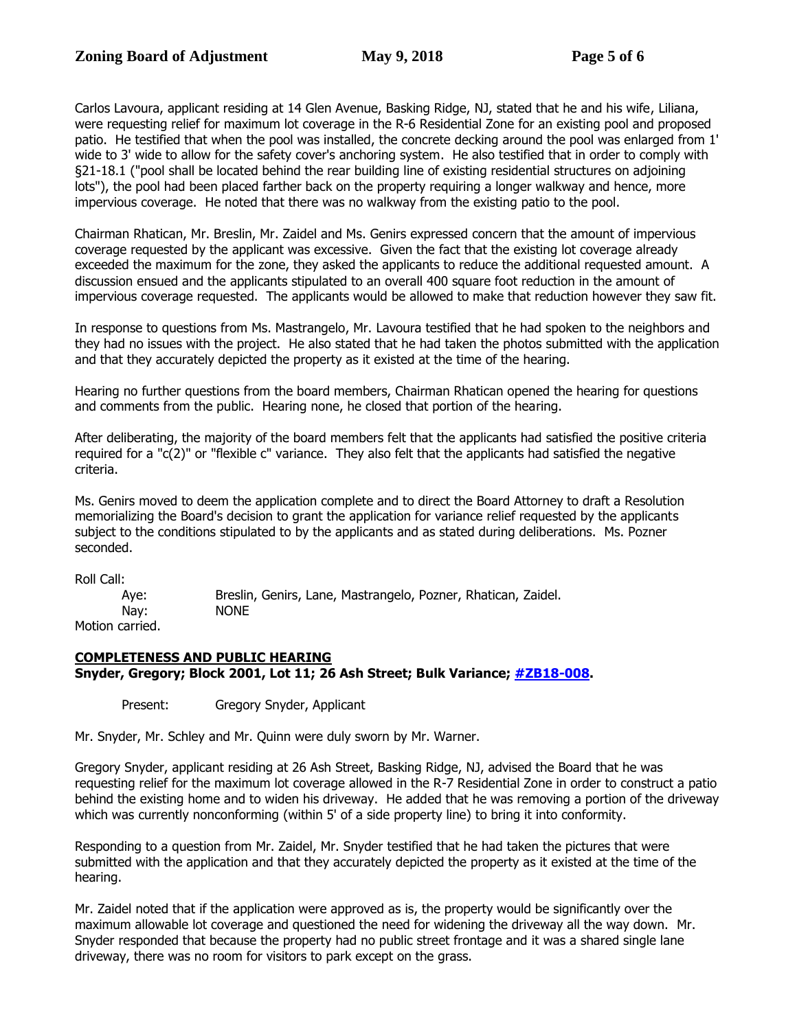Carlos Lavoura, applicant residing at 14 Glen Avenue, Basking Ridge, NJ, stated that he and his wife, Liliana, were requesting relief for maximum lot coverage in the R-6 Residential Zone for an existing pool and proposed patio. He testified that when the pool was installed, the concrete decking around the pool was enlarged from 1' wide to 3' wide to allow for the safety cover's anchoring system. He also testified that in order to comply with §21-18.1 ("pool shall be located behind the rear building line of existing residential structures on adjoining lots"), the pool had been placed farther back on the property requiring a longer walkway and hence, more impervious coverage. He noted that there was no walkway from the existing patio to the pool.

Chairman Rhatican, Mr. Breslin, Mr. Zaidel and Ms. Genirs expressed concern that the amount of impervious coverage requested by the applicant was excessive. Given the fact that the existing lot coverage already exceeded the maximum for the zone, they asked the applicants to reduce the additional requested amount. A discussion ensued and the applicants stipulated to an overall 400 square foot reduction in the amount of impervious coverage requested. The applicants would be allowed to make that reduction however they saw fit.

In response to questions from Ms. Mastrangelo, Mr. Lavoura testified that he had spoken to the neighbors and they had no issues with the project. He also stated that he had taken the photos submitted with the application and that they accurately depicted the property as it existed at the time of the hearing.

Hearing no further questions from the board members, Chairman Rhatican opened the hearing for questions and comments from the public. Hearing none, he closed that portion of the hearing.

After deliberating, the majority of the board members felt that the applicants had satisfied the positive criteria required for a "c(2)" or "flexible c" variance. They also felt that the applicants had satisfied the negative criteria.

Ms. Genirs moved to deem the application complete and to direct the Board Attorney to draft a Resolution memorializing the Board's decision to grant the application for variance relief requested by the applicants subject to the conditions stipulated to by the applicants and as stated during deliberations. Ms. Pozner seconded.

Roll Call:

Aye: Breslin, Genirs, Lane, Mastrangelo, Pozner, Rhatican, Zaidel.
Nay: NONE

Motion carried.

**COMPLETENESS AND PUBLIC HEARING**
**Snyder, Gregory; Block 2001, Lot 11; 26 Ash Street; Bulk Variance; #ZB18-008.**

Present: Gregory Snyder, Applicant

Mr. Snyder, Mr. Schley and Mr. Quinn were duly sworn by Mr. Warner.

Gregory Snyder, applicant residing at 26 Ash Street, Basking Ridge, NJ, advised the Board that he was requesting relief for the maximum lot coverage allowed in the R-7 Residential Zone in order to construct a patio behind the existing home and to widen his driveway. He added that he was removing a portion of the driveway which was currently nonconforming (within 5' of a side property line) to bring it into conformity.

Responding to a question from Mr. Zaidel, Mr. Snyder testified that he had taken the pictures that were submitted with the application and that they accurately depicted the property as it existed at the time of the hearing.

Mr. Zaidel noted that if the application were approved as is, the property would be significantly over the maximum allowable lot coverage and questioned the need for widening the driveway all the way down. Mr. Snyder responded that because the property had no public street frontage and it was a shared single lane driveway, there was no room for visitors to park except on the grass.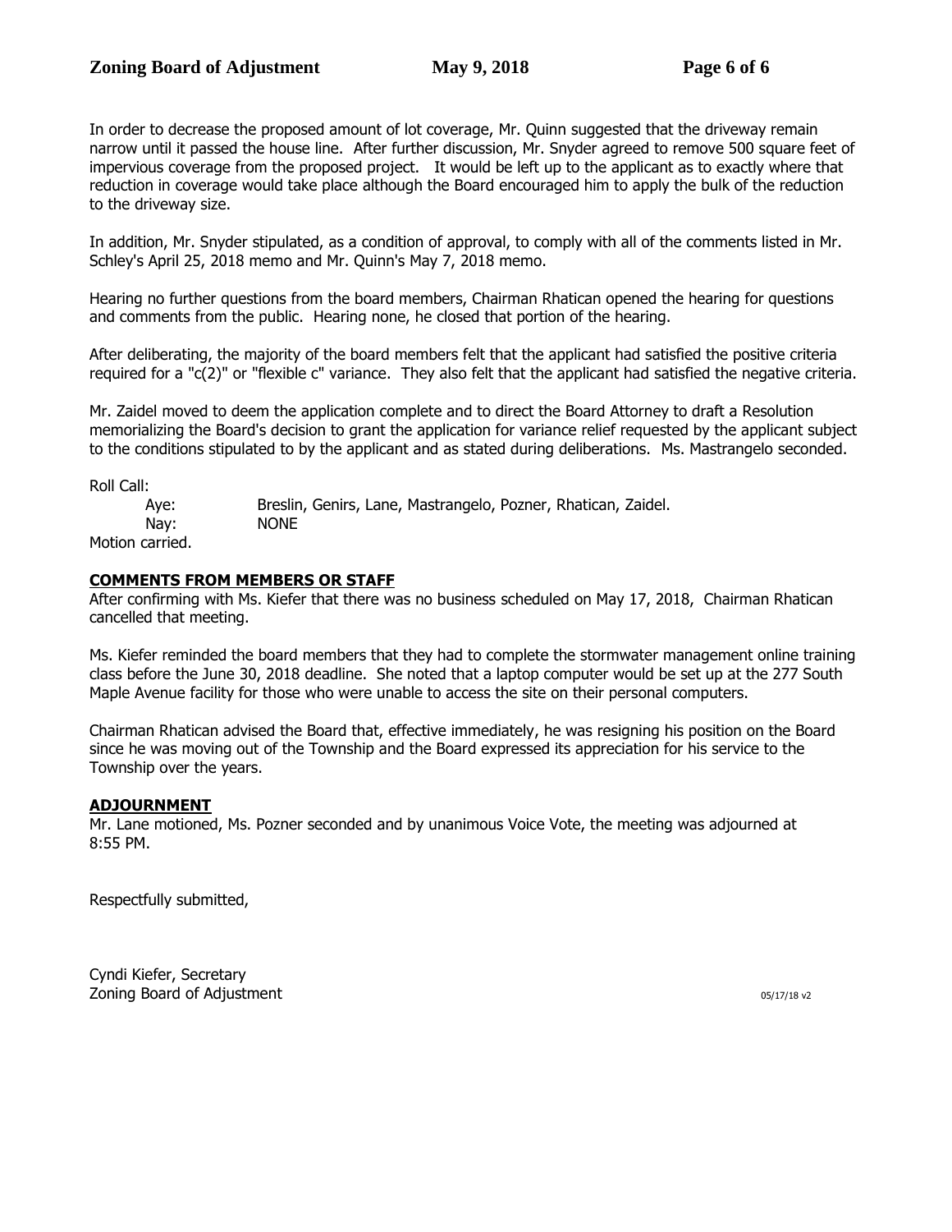In order to decrease the proposed amount of lot coverage, Mr. Quinn suggested that the driveway remain narrow until it passed the house line. After further discussion, Mr. Snyder agreed to remove 500 square feet of impervious coverage from the proposed project. It would be left up to the applicant as to exactly where that reduction in coverage would take place although the Board encouraged him to apply the bulk of the reduction to the driveway size.

In addition, Mr. Snyder stipulated, as a condition of approval, to comply with all of the comments listed in Mr. Schley's April 25, 2018 memo and Mr. Quinn's May 7, 2018 memo.

Hearing no further questions from the board members, Chairman Rhatican opened the hearing for questions and comments from the public. Hearing none, he closed that portion of the hearing.

After deliberating, the majority of the board members felt that the applicant had satisfied the positive criteria required for a "c(2)" or "flexible c" variance. They also felt that the applicant had satisfied the negative criteria.

Mr. Zaidel moved to deem the application complete and to direct the Board Attorney to draft a Resolution memorializing the Board's decision to grant the application for variance relief requested by the applicant subject to the conditions stipulated to by the applicant and as stated during deliberations. Ms. Mastrangelo seconded.

Roll Call:

Aye: Breslin, Genirs, Lane, Mastrangelo, Pozner, Rhatican, Zaidel.

Nay: NONE

Motion carried.

## COMMENTS FROM MEMBERS OR STAFF

After confirming with Ms. Kiefer that there was no business scheduled on May 17, 2018, Chairman Rhatican cancelled that meeting.

Ms. Kiefer reminded the board members that they had to complete the stormwater management online training class before the June 30, 2018 deadline. She noted that a laptop computer would be set up at the 277 South Maple Avenue facility for those who were unable to access the site on their personal computers.

Chairman Rhatican advised the Board that, effective immediately, he was resigning his position on the Board since he was moving out of the Township and the Board expressed its appreciation for his service to the Township over the years.

## ADJOURNMENT

Mr. Lane motioned, Ms. Pozner seconded and by unanimous Voice Vote, the meeting was adjourned at 8:55 PM.

Respectfully submitted,

Cyndi Kiefer, Secretary
Zoning Board of Adjustment

05/17/18 v2